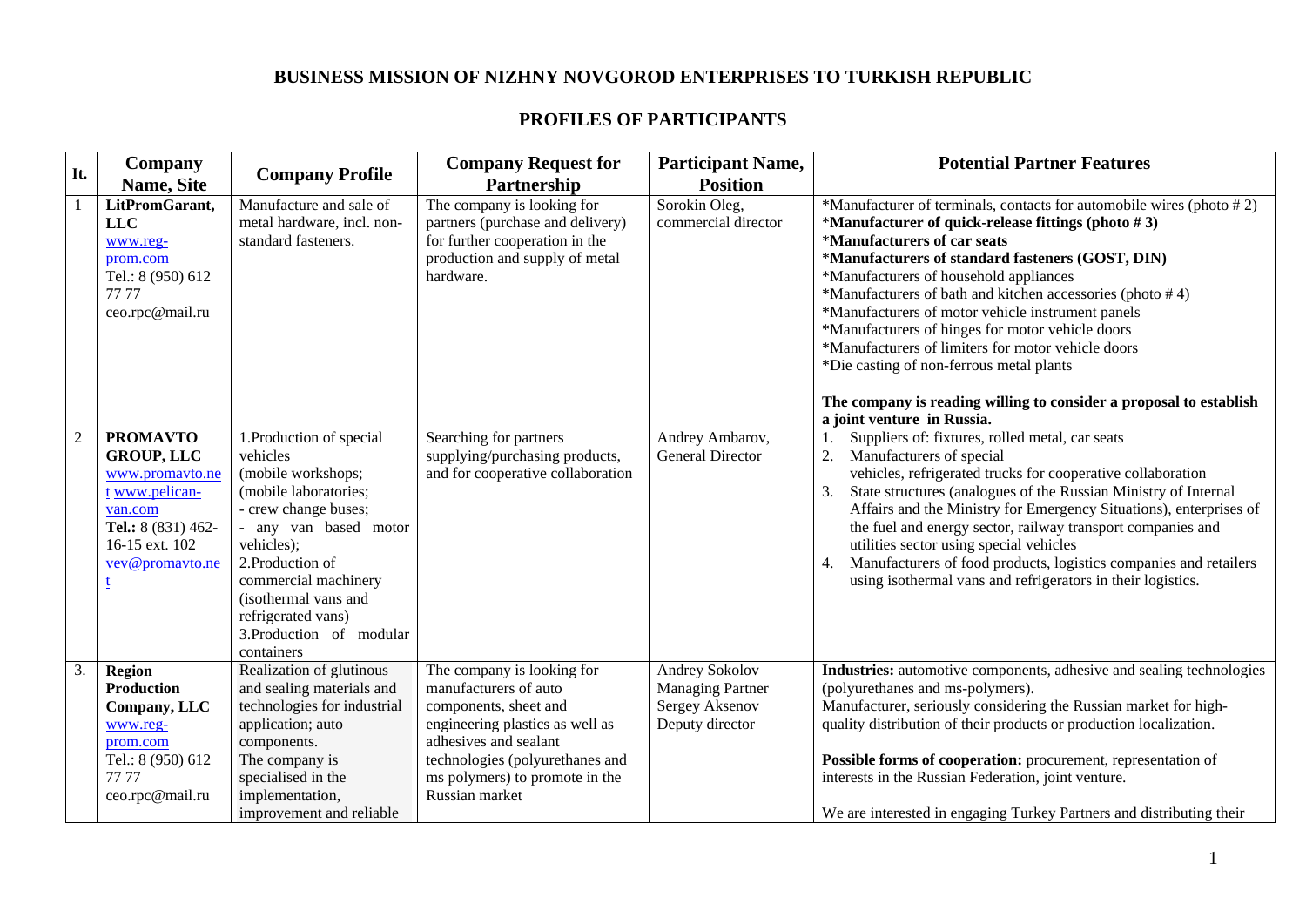# BUSINESS MISSION OF NIZHNY NOVGOROD ENTERPRISES TO TURKISH REPUBLIC

## PROFILES OF PARTICIPANTS

| It. | Company Name, Site | Company Profile | Company Request for Partnership | Participant Name, Position | Potential Partner Features |
|---|---|---|---|---|---|
| 1 | **LitPromGarant, LLC** www.reg-prom.com Tel.: 8 (950) 612 77 77 ceo.rpc@mail.ru | Manufacture and sale of metal hardware, incl. non-standard fasteners. | The company is looking for partners (purchase and delivery) for further cooperation in the production and supply of metal hardware. | Sorokin Oleg, commercial director | *Manufacturer of terminals, contacts for automobile wires (photo # 2)<br>***Manufacturer of quick-release fittings (photo # 3)**<br>***Manufacturers of car seats**<br>***Manufacturers of standard fasteners (GOST, DIN)**<br>*Manufacturers of household appliances<br>*Manufacturers of bath and kitchen accessories (photo # 4)<br>*Manufacturers of motor vehicle instrument panels<br>*Manufacturers of hinges for motor vehicle doors<br>*Manufacturers of limiters for motor vehicle doors<br>*Die casting of non-ferrous metal plants<br><br>**The company is reading willing to consider a proposal to establish a joint venture in Russia.** |
| 2 | **PROMAVTO GROUP, LLC** www.promavto.net www.pelican-van.com **Tel.:** 8 (831) 462-16-15 ext. 102 vev@promavto.net | 1.Production of special vehicles (mobile workshops; (mobile laboratories; - crew change buses; - any van based motor vehicles);<br>2.Production of commercial machinery (isothermal vans and refrigerated vans)<br>3.Production of modular containers | Searching for partners supplying/purchasing products, and for cooperative collaboration | Andrey Ambarov, General Director | 1. Suppliers of: fixtures, rolled metal, car seats<br>2. Manufacturers of special vehicles, refrigerated trucks for cooperative collaboration<br>3. State structures (analogues of the Russian Ministry of Internal Affairs and the Ministry for Emergency Situations), enterprises of the fuel and energy sector, railway transport companies and utilities sector using special vehicles<br>4. Manufacturers of food products, logistics companies and retailers using isothermal vans and refrigerators in their logistics. |
| 3. | **Region Production Company, LLC** www.reg-prom.com Tel.: 8 (950) 612 77 77 ceo.rpc@mail.ru | Realization of glutinous and sealing materials and technologies for industrial application; auto components.<br>The company is specialised in the implementation, improvement and reliable | The company is looking for manufacturers of auto components, sheet and engineering plastics as well as adhesives and sealant technologies (polyurethanes and ms polymers) to promote in the Russian market | Andrey Sokolov Managing Partner<br>Sergey Aksenov Deputy director | **Industries:** automotive components, adhesive and sealing technologies (polyurethanes and ms-polymers).<br>Manufacturer, seriously considering the Russian market for high-quality distribution of their products or production localization.<br><br>**Possible forms of cooperation:** procurement, representation of interests in the Russian Federation, joint venture.<br><br>We are interested in engaging Turkey Partners and distributing their |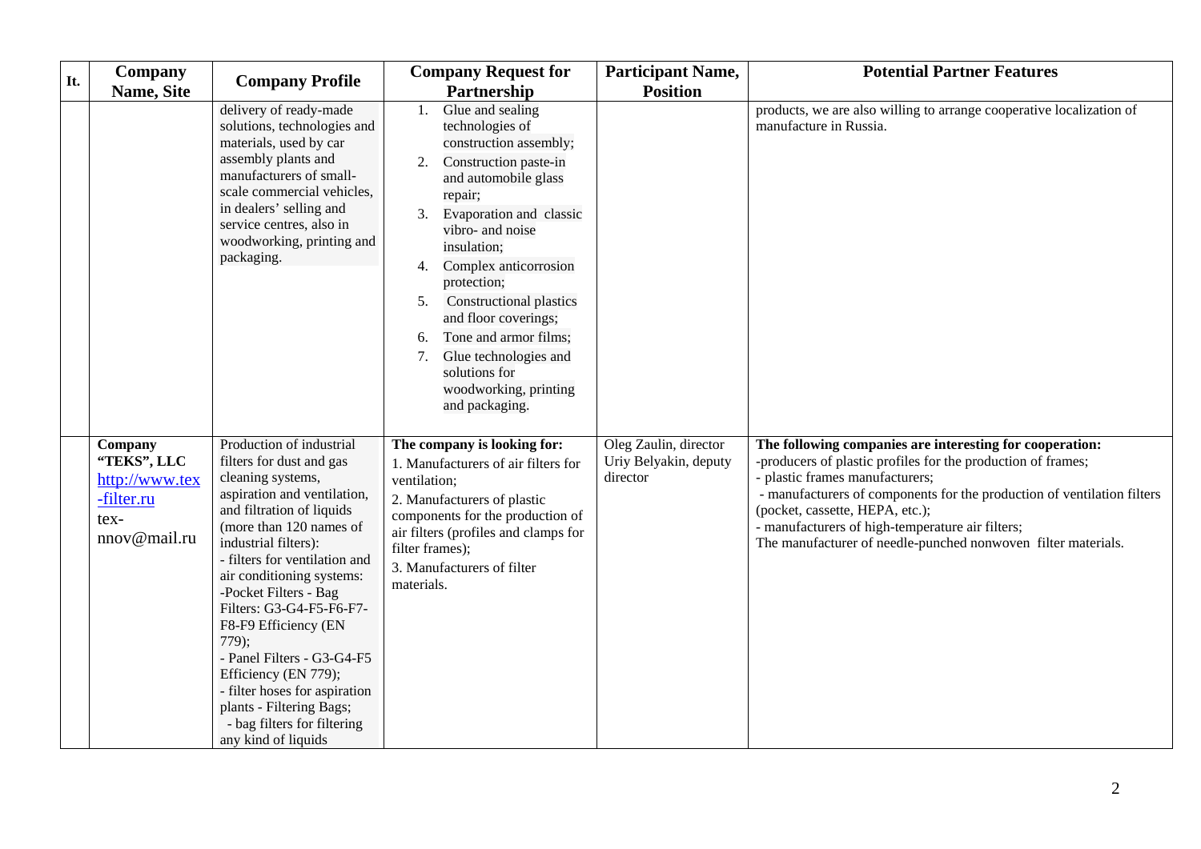| It. | Company Name, Site | Company Profile | Company Request for Partnership | Participant Name, Position | Potential Partner Features |
|---|---|---|---|---|---|
| | | delivery of ready-made solutions, technologies and materials, used by car assembly plants and manufacturers of small-scale commercial vehicles, in dealers' selling and service centres, also in woodworking, printing and packaging. | 1. Glue and sealing technologies of construction assembly;<br>2. Construction paste-in and automobile glass repair;<br>3. Evaporation and classic vibro- and noise insulation;<br>4. Complex anticorrosion protection;<br>5. Constructional plastics and floor coverings;<br>6. Tone and armor films;<br>7. Glue technologies and solutions for woodworking, printing and packaging. | | products, we are also willing to arrange cooperative localization of manufacture in Russia. |
| | **Company "TEKS", LLC**<br>http://www.tex-filter.ru<br>tex-nnov@mail.ru | Production of industrial filters for dust and gas cleaning systems, aspiration and ventilation, and filtration of liquids (more than 120 names of industrial filters):<br>- filters for ventilation and air conditioning systems:<br>-Pocket Filters - Bag Filters: G3-G4-F5-F6-F7-F8-F9 Efficiency (EN 779);<br>- Panel Filters - G3-G4-F5 Efficiency (EN 779);<br>- filter hoses for aspiration plants - Filtering Bags;<br>- bag filters for filtering any kind of liquids | **The company is looking for:**<br>1. Manufacturers of air filters for ventilation;<br>2. Manufacturers of plastic components for the production of air filters (profiles and clamps for filter frames);<br>3. Manufacturers of filter materials. | Oleg Zaulin, director<br>Uriy Belyakin, deputy director | **The following companies are interesting for cooperation:**<br>-producers of plastic profiles for the production of frames;<br>- plastic frames manufacturers;<br>- manufacturers of components for the production of ventilation filters (pocket, cassette, HEPA, etc.);<br>- manufacturers of high-temperature air filters;<br>The manufacturer of needle-punched nonwoven filter materials. |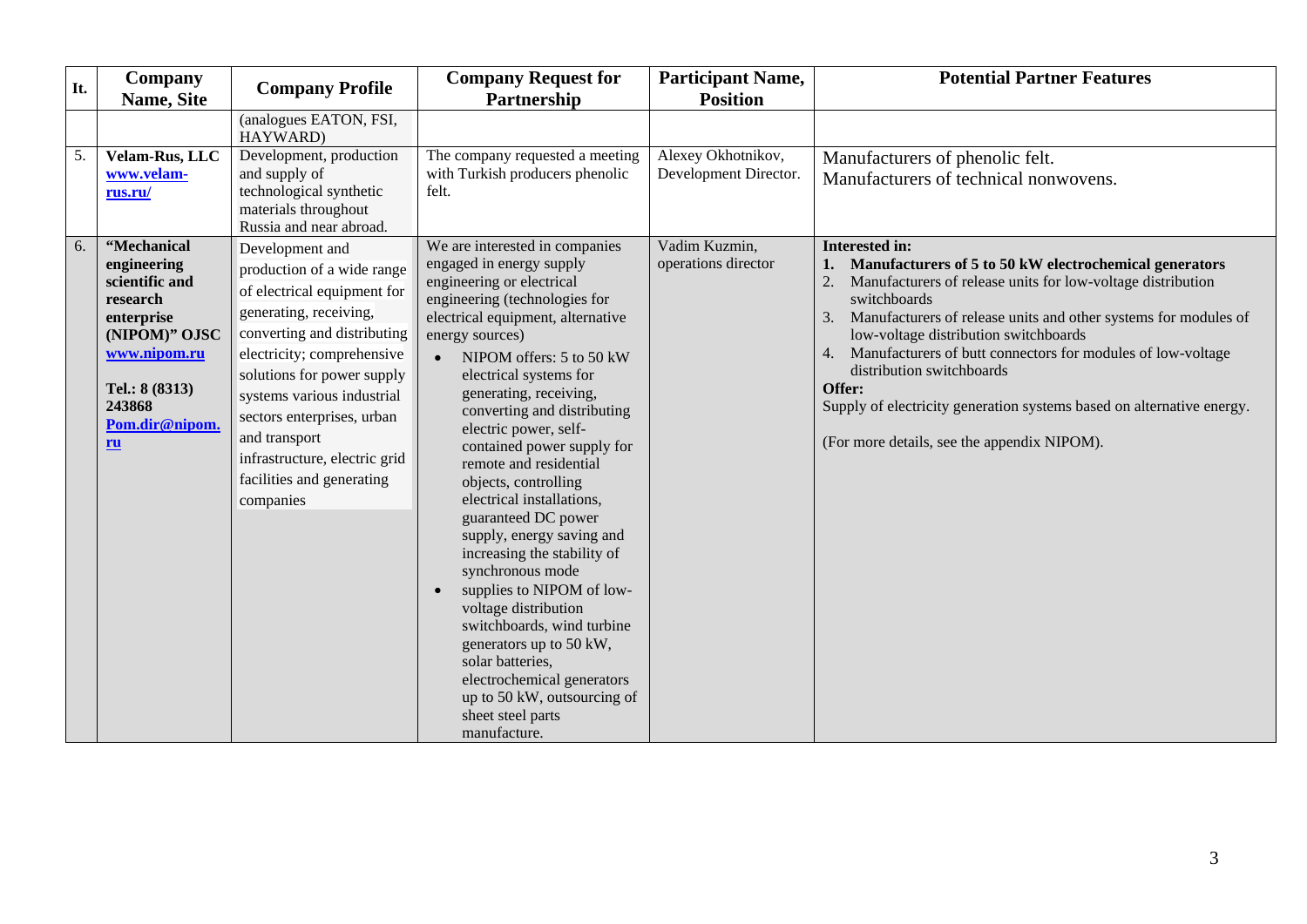| It. | Company Name, Site | Company Profile | Company Request for Partnership | Participant Name, Position | Potential Partner Features |
|---|---|---|---|---|---|
| | | (analogues EATON, FSI, HAYWARD) | | | |
| 5. | **Velam-Rus, LLC** **www.velam-rus.ru/** | Development, production and supply of technological synthetic materials throughout Russia and near abroad. | The company requested a meeting with Turkish producers phenolic felt. | Alexey Okhotnikov, Development Director. | Manufacturers of phenolic felt.<br>Manufacturers of technical nonwovens. |
| 6. | **"Mechanical engineering scientific and research enterprise (NIPOM)" OJSC** **www.nipom.ru**<br><br>**Tel.: 8 (8313) 243868** **Pom.dir@nipom.ru** | Development and production of a wide range of electrical equipment for generating, receiving, converting and distributing electricity; comprehensive solutions for power supply systems various industrial sectors enterprises, urban and transport infrastructure, electric grid facilities and generating companies | We are interested in companies engaged in energy supply engineering or electrical engineering (technologies for electrical equipment, alternative energy sources)<br>• NIPOM offers: 5 to 50 kW electrical systems for generating, receiving, converting and distributing electric power, self-contained power supply for remote and residential objects, controlling electrical installations, guaranteed DC power supply, energy saving and increasing the stability of synchronous mode<br>• supplies to NIPOM of low-voltage distribution switchboards, wind turbine generators up to 50 kW, solar batteries, electrochemical generators up to 50 kW, outsourcing of sheet steel parts manufacture. | Vadim Kuzmin, operations director | **Interested in:**<br>**1. Manufacturers of 5 to 50 kW electrochemical generators**<br>2. Manufacturers of release units for low-voltage distribution switchboards<br>3. Manufacturers of release units and other systems for modules of low-voltage distribution switchboards<br>4. Manufacturers of butt connectors for modules of low-voltage distribution switchboards<br>**Offer:**<br>Supply of electricity generation systems based on alternative energy.<br><br>(For more details, see the appendix NIPOM). |